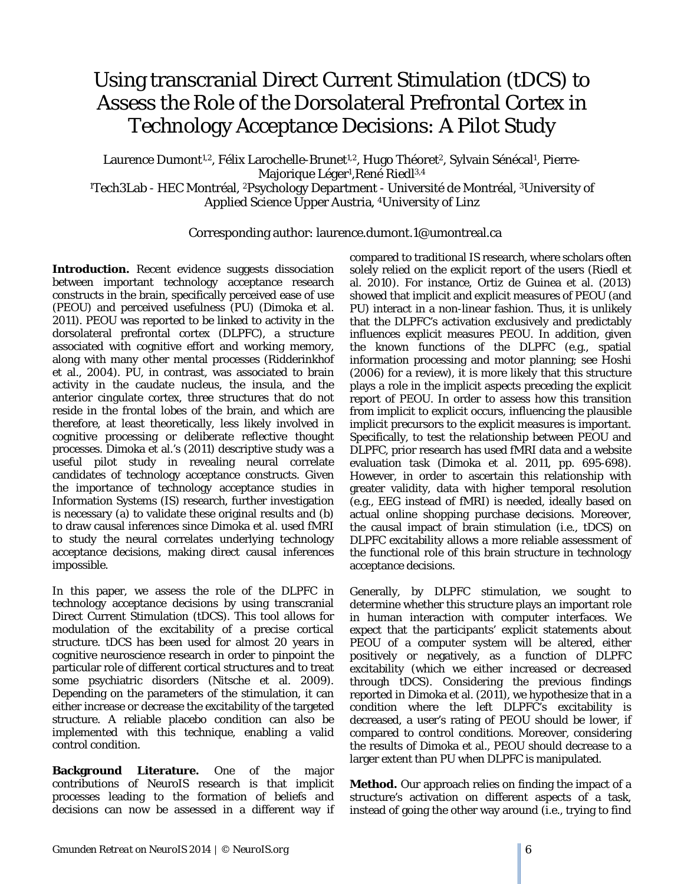# Using transcranial Direct Current Stimulation (tDCS) to Assess the Role of the Dorsolateral Prefrontal Cortex in Technology Acceptance Decisions: A Pilot Study

Laurence Dumont[1,2], Félix Larochelle-Brunet[1,2], Hugo Théoret[2], Sylvain Sénécal[1], Pierre-Majorique Léger[1], René Riedl[3,4]

[1]Tech3Lab - HEC Montréal, [2]Psychology Department - Université de Montréal, [3]University of Applied Science Upper Austria, [4]University of Linz

Corresponding author: laurence.dumont.1@umontreal.ca

**Introduction.** Recent evidence suggests dissociation between important technology acceptance research constructs in the brain, specifically perceived ease of use (PEOU) and perceived usefulness (PU) (Dimoka et al. 2011). PEOU was reported to be linked to activity in the dorsolateral prefrontal cortex (DLPFC), a structure associated with cognitive effort and working memory, along with many other mental processes (Ridderinkhof et al., 2004). PU, in contrast, was associated to brain activity in the caudate nucleus, the insula, and the anterior cingulate cortex, three structures that do not reside in the frontal lobes of the brain, and which are therefore, at least theoretically, less likely involved in cognitive processing or deliberate reflective thought processes. Dimoka et al.'s (2011) descriptive study was a useful pilot study in revealing neural correlate candidates of technology acceptance constructs. Given the importance of technology acceptance studies in Information Systems (IS) research, further investigation is necessary (a) to validate these original results and (b) to draw causal inferences since Dimoka et al. used fMRI to study the neural correlates underlying technology acceptance decisions, making direct causal inferences impossible.

In this paper, we assess the role of the DLPFC in technology acceptance decisions by using transcranial Direct Current Stimulation (tDCS). This tool allows for modulation of the excitability of a precise cortical structure. tDCS has been used for almost 20 years in cognitive neuroscience research in order to pinpoint the particular role of different cortical structures and to treat some psychiatric disorders (Nitsche et al. 2009). Depending on the parameters of the stimulation, it can either increase or decrease the excitability of the targeted structure. A reliable placebo condition can also be implemented with this technique, enabling a valid control condition.

**Background Literature.** One of the major contributions of NeuroIS research is that implicit processes leading to the formation of beliefs and decisions can now be assessed in a different way if compared to traditional IS research, where scholars often solely relied on the explicit report of the users (Riedl et al. 2010). For instance, Ortiz de Guinea et al. (2013) showed that implicit and explicit measures of PEOU (and PU) interact in a non-linear fashion. Thus, it is unlikely that the DLPFC's activation exclusively and predictably influences explicit measures PEOU. In addition, given the known functions of the DLPFC (e.g., spatial information processing and motor planning; see Hoshi (2006) for a review), it is more likely that this structure plays a role in the implicit aspects preceding the explicit report of PEOU. In order to assess how this transition from implicit to explicit occurs, influencing the plausible implicit precursors to the explicit measures is important. Specifically, to test the relationship between PEOU and DLPFC, prior research has used fMRI data and a website evaluation task (Dimoka et al. 2011, pp. 695-698). However, in order to ascertain this relationship with greater validity, data with higher temporal resolution (e.g., EEG instead of fMRI) is needed, ideally based on actual online shopping purchase decisions. Moreover, the causal impact of brain stimulation (i.e., tDCS) on DLPFC excitability allows a more reliable assessment of the functional role of this brain structure in technology acceptance decisions.

Generally, by DLPFC stimulation, we sought to determine whether this structure plays an important role in human interaction with computer interfaces. We expect that the participants' explicit statements about PEOU of a computer system will be altered, either positively or negatively, as a function of DLPFC excitability (which we either increased or decreased through tDCS). Considering the previous findings reported in Dimoka et al. (2011), we hypothesize that in a condition where the left DLPFC's excitability is decreased, a user's rating of PEOU should be lower, if compared to control conditions. Moreover, considering the results of Dimoka et al., PEOU should decrease to a larger extent than PU when DLPFC is manipulated.

**Method.** Our approach relies on finding the impact of a structure's activation on different aspects of a task, instead of going the other way around (i.e., trying to find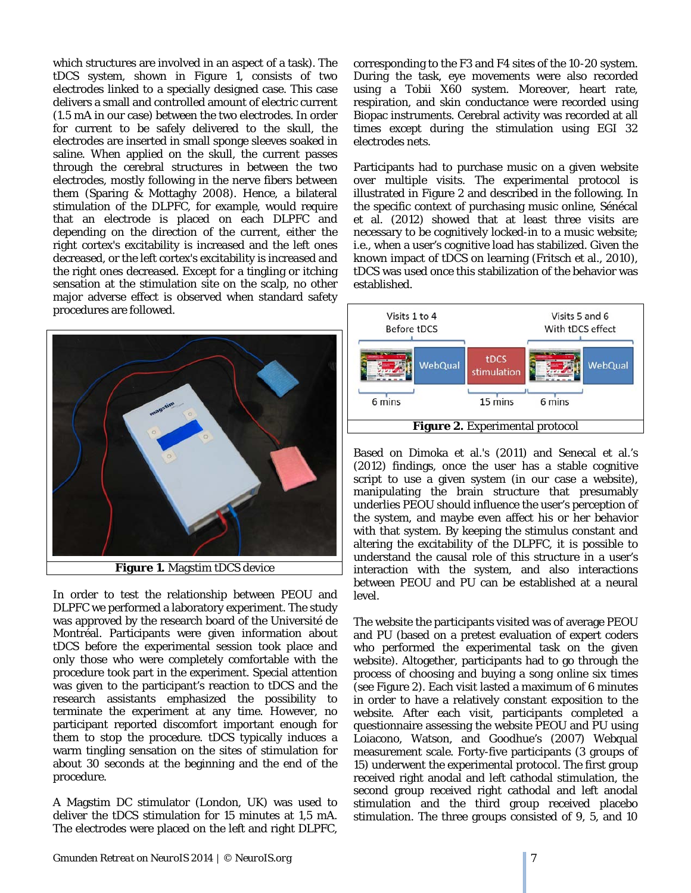which structures are involved in an aspect of a task). The tDCS system, shown in Figure 1, consists of two electrodes linked to a specially designed case. This case delivers a small and controlled amount of electric current (1.5 mA in our case) between the two electrodes. In order for current to be safely delivered to the skull, the electrodes are inserted in small sponge sleeves soaked in saline. When applied on the skull, the current passes through the cerebral structures in between the two electrodes, mostly following in the nerve fibers between them (Sparing & Mottaghy 2008). Hence, a bilateral stimulation of the DLPFC, for example, would require that an electrode is placed on each DLPFC and depending on the direction of the current, either the right cortex's excitability is increased and the left ones decreased, or the left cortex's excitability is increased and the right ones decreased. Except for a tingling or itching sensation at the stimulation site on the scalp, no other major adverse effect is observed when standard safety procedures are followed.

**Figure 1.** Magstim tDCS device

In order to test the relationship between PEOU and DLPFC we performed a laboratory experiment. The study was approved by the research board of the Université de Montréal. Participants were given information about tDCS before the experimental session took place and only those who were completely comfortable with the procedure took part in the experiment. Special attention was given to the participant's reaction to tDCS and the research assistants emphasized the possibility to terminate the experiment at any time. However, no participant reported discomfort important enough for them to stop the procedure. tDCS typically induces a warm tingling sensation on the sites of stimulation for about 30 seconds at the beginning and the end of the procedure.

A Magstim DC stimulator (London, UK) was used to deliver the tDCS stimulation for 15 minutes at 1,5 mA. The electrodes were placed on the left and right DLPFC, corresponding to the F3 and F4 sites of the 10-20 system. During the task, eye movements were also recorded using a Tobii X60 system. Moreover, heart rate, respiration, and skin conductance were recorded using Biopac instruments. Cerebral activity was recorded at all times except during the stimulation using EGI 32 electrodes nets.

Participants had to purchase music on a given website over multiple visits. The experimental protocol is illustrated in Figure 2 and described in the following. In the specific context of purchasing music online, Sénécal et al. (2012) showed that at least three visits are necessary to be cognitively locked-in to a music website; i.e., when a user's cognitive load has stabilized. Given the known impact of tDCS on learning (Fritsch et al., 2010), tDCS was used once this stabilization of the behavior was established.

**Figure 2.** Experimental protocol

Based on Dimoka et al.'s (2011) and Senecal et al.'s (2012) findings, once the user has a stable cognitive script to use a given system (in our case a website), manipulating the brain structure that presumably underlies PEOU should influence the user's perception of the system, and maybe even affect his or her behavior with that system. By keeping the stimulus constant and altering the excitability of the DLPFC, it is possible to understand the causal role of this structure in a user's interaction with the system, and also interactions between PEOU and PU can be established at a neural level.

The website the participants visited was of average PEOU and PU (based on a pretest evaluation of expert coders who performed the experimental task on the given website). Altogether, participants had to go through the process of choosing and buying a song online six times (see Figure 2). Each visit lasted a maximum of 6 minutes in order to have a relatively constant exposition to the website. After each visit, participants completed a questionnaire assessing the website PEOU and PU using Loiacono, Watson, and Goodhue's (2007) Webqual measurement scale. Forty-five participants (3 groups of 15) underwent the experimental protocol. The first group received right anodal and left cathodal stimulation, the second group received right cathodal and left anodal stimulation and the third group received placebo stimulation. The three groups consisted of 9, 5, and 10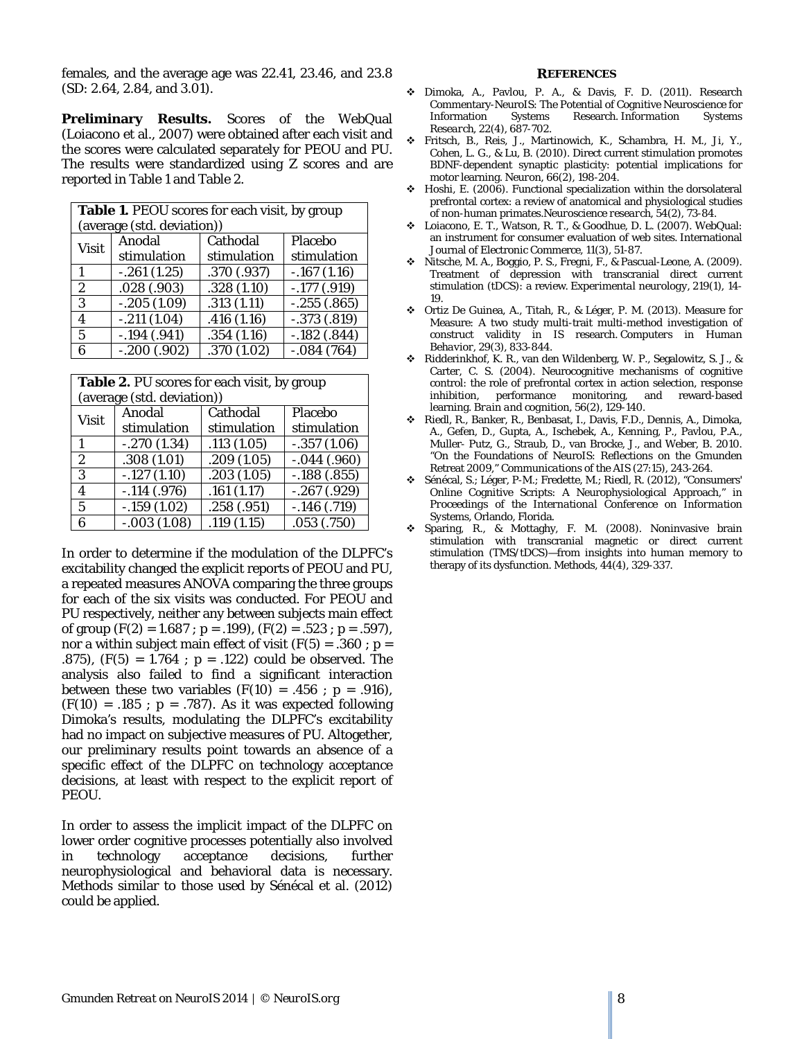females, and the average age was 22.41, 23.46, and 23.8 (SD: 2.64, 2.84, and 3.01).

**Preliminary Results.** Scores of the WebQual (Loiacono et al., 2007) were obtained after each visit and the scores were calculated separately for PEOU and PU. The results were standardized using Z scores and are reported in Table 1 and Table 2.

**Table 1.** PEOU scores for each visit, by group (average (std. deviation))

| Visit | Anodal stimulation | Cathodal stimulation | Placebo stimulation |
|---|---|---|---|
| 1 | -.261 (1.25) | .370 (.937) | -.167 (1.16) |
| 2 | .028 (.903) | .328 (1.10) | -.177 (.919) |
| 3 | -.205 (1.09) | .313 (1.11) | -.255 (.865) |
| 4 | -.211 (1.04) | .416 (1.16) | -.373 (.819) |
| 5 | -.194 (.941) | .354 (1.16) | -.182 (.844) |
| 6 | -.200 (.902) | .370 (1.02) | -.084 (764) |

**Table 2.** PU scores for each visit, by group (average (std. deviation))

| Visit | Anodal stimulation | Cathodal stimulation | Placebo stimulation |
|---|---|---|---|
| 1 | -.270 (1.34) | .113 (1.05) | -.357 (1.06) |
| 2 | .308 (1.01) | .209 (1.05) | -.044 (.960) |
| 3 | -.127 (1.10) | .203 (1.05) | -.188 (.855) |
| 4 | -.114 (.976) | .161 (1.17) | -.267 (.929) |
| 5 | -.159 (1.02) | .258 (.951) | -.146 (.719) |
| 6 | -.003 (1.08) | .119 (1.15) | .053 (.750) |

In order to determine if the modulation of the DLPFC's excitability changed the explicit reports of PEOU and PU, a repeated measures ANOVA comparing the three groups for each of the six visits was conducted. For PEOU and PU respectively, neither any between subjects main effect of group ($F(2) = 1.687$ ; $p = .199$), ($F(2) = .523$ ; $p = .597$), nor a within subject main effect of visit ($F(5) = .360$ ; $p = .875$), ($F(5) = 1.764$ ; $p = .122$) could be observed. The analysis also failed to find a significant interaction between these two variables ($F(10) = .456$ ; $p = .916$), ($F(10) = .185$ ; $p = .787$). As it was expected following Dimoka's results, modulating the DLPFC's excitability had no impact on subjective measures of PU. Altogether, our preliminary results point towards an absence of a specific effect of the DLPFC on technology acceptance decisions, at least with respect to the explicit report of PEOU.

In order to assess the implicit impact of the DLPFC on lower order cognitive processes potentially also involved in technology acceptance decisions, further neurophysiological and behavioral data is necessary. Methods similar to those used by Sénécal et al. (2012) could be applied.

## REFERENCES

- Dimoka, A., Pavlou, P. A., & Davis, F. D. (2011). Research Commentary-NeuroIS: The Potential of Cognitive Neuroscience for Information Systems Research. *Information Systems Research*, 22(4), 687-702.
- Fritsch, B., Reis, J., Martinowich, K., Schambra, H. M., Ji, Y., Cohen, L. G., & Lu, B. (2010). Direct current stimulation promotes BDNF-dependent synaptic plasticity: potential implications for motor learning. *Neuron*, 66(2), 198-204.
- Hoshi, E. (2006). Functional specialization within the dorsolateral prefrontal cortex: a review of anatomical and physiological studies of non-human primates.*Neuroscience research*, 54(2), 73-84.
- Loiacono, E. T., Watson, R. T., & Goodhue, D. L. (2007). WebQual: an instrument for consumer evaluation of web sites. International Journal of Electronic Commerce, 11(3), 51-87.
- Nitsche, M. A., Boggio, P. S., Fregni, F., & Pascual-Leone, A. (2009). Treatment of depression with transcranial direct current stimulation (tDCS): a review. *Experimental neurology*, 219(1), 14-19.
- Ortiz De Guinea, A., Titah, R., & Léger, P. M. (2013). Measure for Measure: A two study multi-trait multi-method investigation of construct validity in IS research. *Computers in Human Behavior*, 29(3), 833-844.
- Ridderinkhof, K. R., van den Wildenberg, W. P., Segalowitz, S. J., & Carter, C. S. (2004). Neurocognitive mechanisms of cognitive control: the role of prefrontal cortex in action selection, response inhibition, performance monitoring, and reward-based learning. *Brain and cognition*, 56(2), 129-140.
- Riedl, R., Banker, R., Benbasat, I., Davis, F.D., Dennis, A., Dimoka, A., Gefen, D., Gupta, A., Ischebek, A., Kenning, P., Pavlou, P.A., Muller- Putz, G., Straub, D., van Brocke, J., and Weber, B. 2010. "On the Foundations of NeuroIS: Reflections on the Gmunden Retreat 2009," *Communications of the AIS* (27:15), 243-264.
- Sénécal, S.; Léger, P-M.; Fredette, M.; Riedl, R. (2012), "Consumers' Online Cognitive Scripts: A Neurophysiological Approach," in *Proceedings of the International Conference on Information Systems*, Orlando, Florida.
- Sparing, R., & Mottaghy, F. M. (2008). Noninvasive brain stimulation with transcranial magnetic or direct current stimulation (TMS/tDCS)—from insights into human memory to therapy of its dysfunction. Methods, 44(4), 329-337.